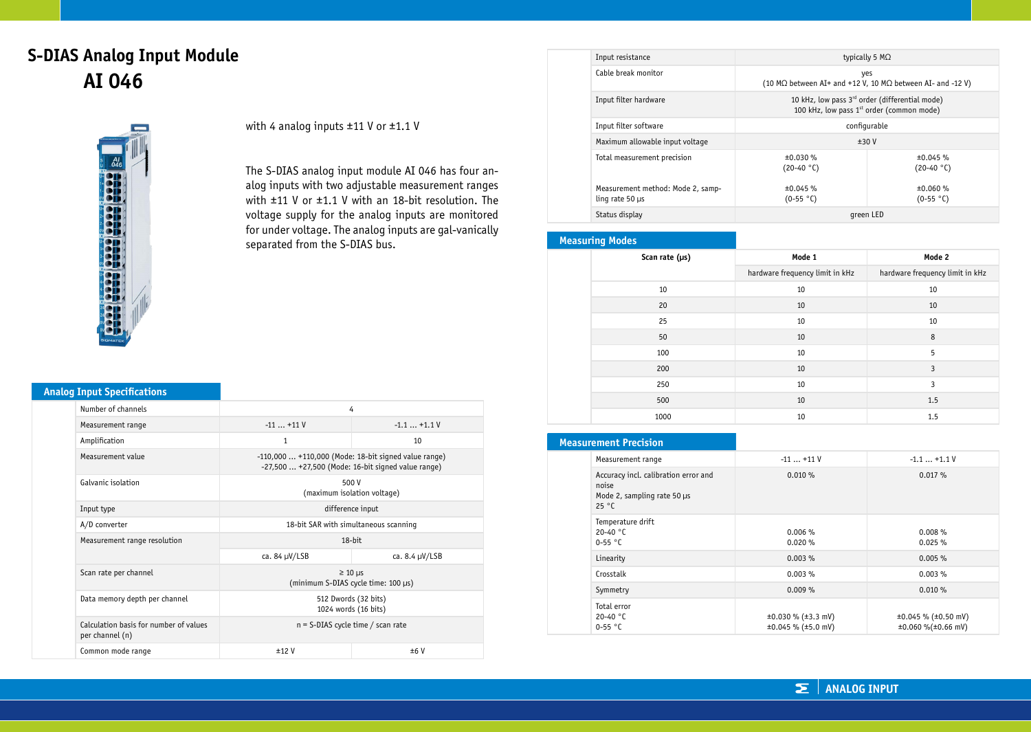# S-DIAS Analog Input Module

# AI 046

with 4 analog inputs ±11 V or ±1.1 V

The S-DIAS analog input module AI 046 has four analog inputs with two adjustable measurement ranges with ±11 V or ±1.1 V with an 18-bit resolution. The voltage supply for the analog inputs are monitored for under voltage. The analog inputs are gal-vanically separated from the S-DIAS bus.

## Analog Input Specifications

| | | |
|---|---|---|
| Number of channels | 4 | |
| Measurement range | -11 ... +11 V | -1.1 ... +1.1 V |
| Amplification | 1 | 10 |
| Measurement value | -110,000 ... +110,000 (Mode: 18-bit signed value range)<br>-27,500 ... +27,500 (Mode: 16-bit signed value range) | |
| Galvanic isolation | 500 V<br>(maximum isolation voltage) | |
| Input type | difference input | |
| A/D converter | 18-bit SAR with simultaneous scanning | |
| Measurement range resolution | 18-bit | |
| | ca. 84 µV/LSB | ca. 8.4 µV/LSB |
| Scan rate per channel | ≥ 10 µs<br>(minimum S-DIAS cycle time: 100 µs) | |
| Data memory depth per channel | 512 Dwords (32 bits)<br>1024 words (16 bits) | |
| Calculation basis for number of values per channel (n) | n = S-DIAS cycle time / scan rate | |
| Common mode range | ±12 V | ±6 V |
| Input resistance | typically 5 MΩ | |
| Cable break monitor | yes<br>(10 MΩ between AI+ and +12 V, 10 MΩ between AI- and -12 V) | |
| Input filter hardware | 10 kHz, low pass 3rd order (differential mode)<br>100 kHz, low pass 1st order (common mode) | |
| Input filter software | configurable | |
| Maximum allowable input voltage | ±30 V | |
| Total measurement precision | ±0.030 %<br>(20-40 °C) | ±0.045 %<br>(20-40 °C) |
| Measurement method: Mode 2, sampling rate 50 µs | ±0.045 %<br>(0-55 °C) | ±0.060 %<br>(0-55 °C) |
| Status display | green LED | |

## Measuring Modes

| Scan rate (µs) | Mode 1 | Mode 2 |
|---|---|---|
| | hardware frequency limit in kHz | hardware frequency limit in kHz |
| 10 | 10 | 10 |
| 20 | 10 | 10 |
| 25 | 10 | 10 |
| 50 | 10 | 8 |
| 100 | 10 | 5 |
| 200 | 10 | 3 |
| 250 | 10 | 3 |
| 500 | 10 | 1.5 |
| 1000 | 10 | 1.5 |

## Measurement Precision

| Measurement range | -11 ... +11 V | -1.1 ... +1.1 V |
|---|---|---|
| Accuracy incl. calibration error and noise<br>Mode 2, sampling rate 50 µs<br>25 °C | 0.010 % | 0.017 % |
| Temperature drift<br>20-40 °C<br>0-55 °C | 0.006 %<br>0.020 % | 0.008 %<br>0.025 % |
| Linearity | 0.003 % | 0.005 % |
| Crosstalk | 0.003 % | 0.003 % |
| Symmetry | 0.009 % | 0.010 % |
| Total error<br>20-40 °C<br>0-55 °C | ±0.030 % (±3.3 mV)<br>±0.045 % (±5.0 mV) | ±0.045 % (±0.50 mV)<br>±0.060 %(±0.66 mV) |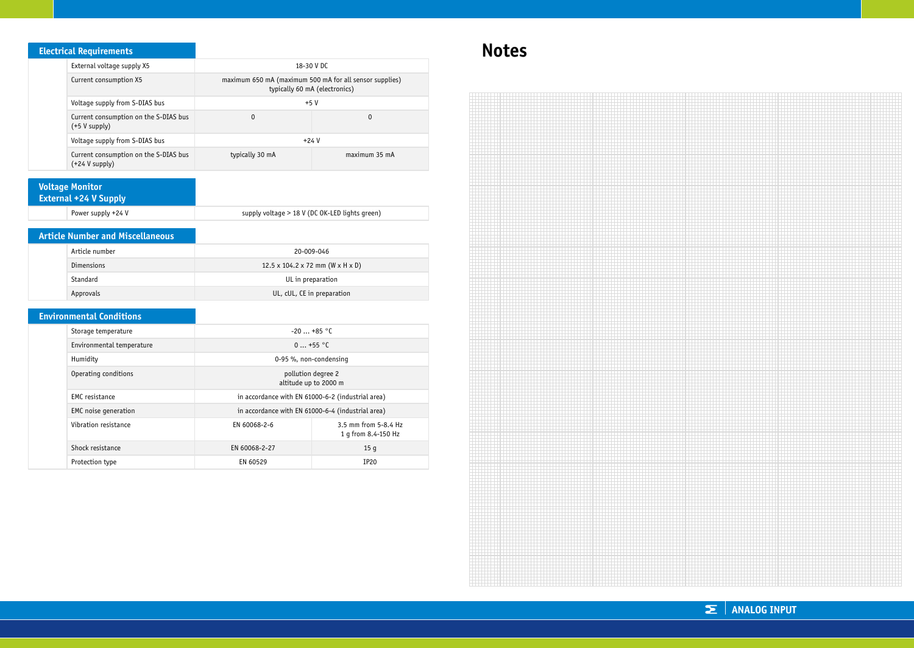## Electrical Requirements

| | | |
|---|---|---|
| External voltage supply X5 | 18-30 V DC | |
| Current consumption X5 | maximum 650 mA (maximum 500 mA for all sensor supplies) typically 60 mA (electronics) | |
| Voltage supply from S-DIAS bus | +5 V | |
| Current consumption on the S-DIAS bus (+5 V supply) | 0 | 0 |
| Voltage supply from S-DIAS bus | +24 V | |
| Current consumption on the S-DIAS bus (+24 V supply) | typically 30 mA | maximum 35 mA |

## Voltage Monitor External +24 V Supply

| | |
|---|---|
| Power supply +24 V | supply voltage > 18 V (DC OK-LED lights green) |

## Article Number and Miscellaneous

| | |
|---|---|
| Article number | 20-009-046 |
| Dimensions | 12.5 x 104.2 x 72 mm (W x H x D) |
| Standard | UL in preparation |
| Approvals | UL, cUL, CE in preparation |

## Environmental Conditions

| | | |
|---|---|---|
| Storage temperature | -20 ... +85 °C | |
| Environmental temperature | 0 ... +55 °C | |
| Humidity | 0-95 %, non-condensing | |
| Operating conditions | pollution degree 2 altitude up to 2000 m | |
| EMC resistance | in accordance with EN 61000-6-2 (industrial area) | |
| EMC noise generation | in accordance with EN 61000-6-4 (industrial area) | |
| Vibration resistance | EN 60068-2-6 | 3.5 mm from 5-8.4 Hz 1 g from 8.4-150 Hz |
| Shock resistance | EN 60068-2-27 | 15 g |
| Protection type | EN 60529 | IP20 |

# Notes